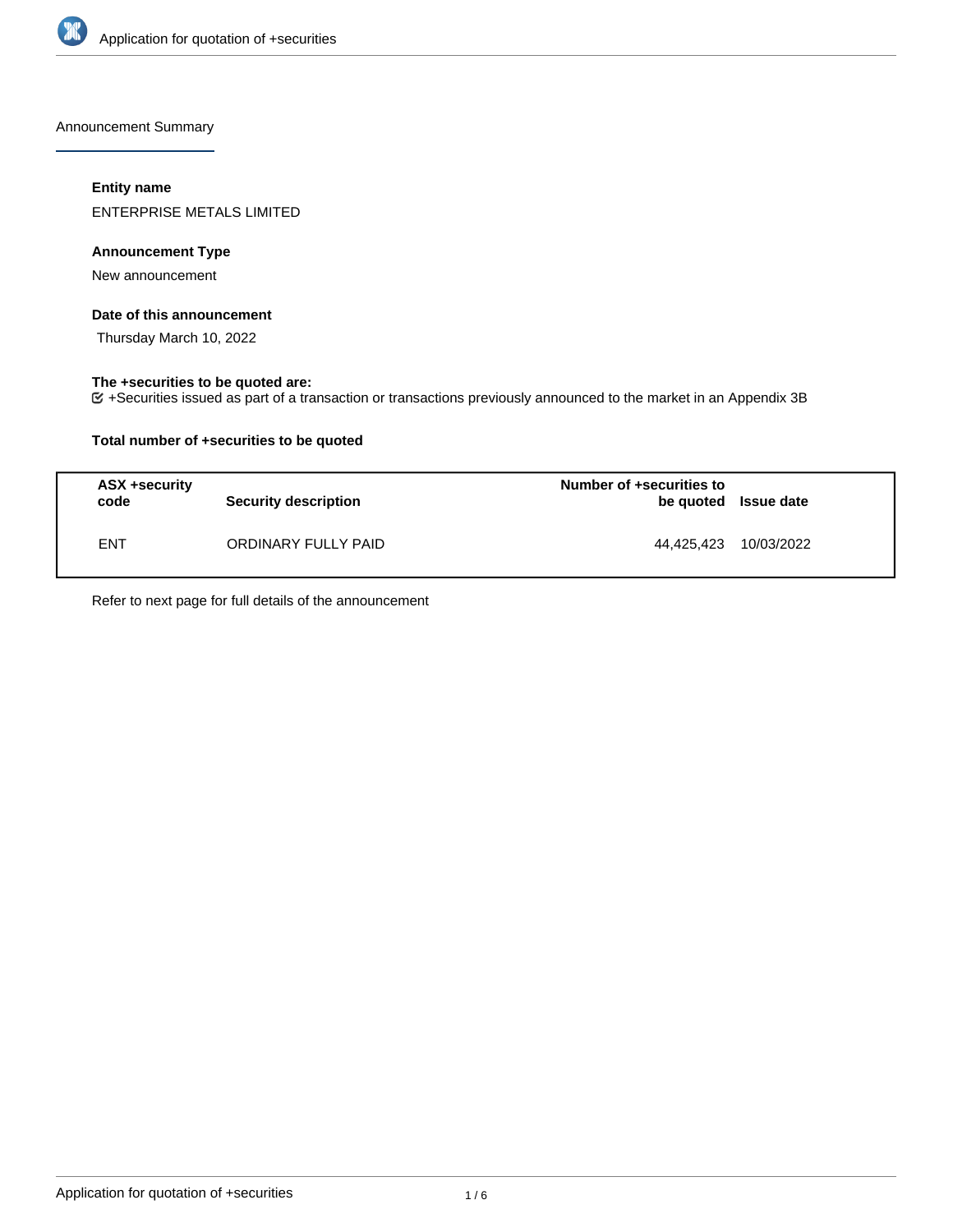Announcement Summary

**Entity name**

ENTERPRISE METALS LIMITED

**Announcement Type**

New announcement

**Date of this announcement**

Thursday March 10, 2022

**The +securities to be quoted are:**

+Securities issued as part of a transaction or transactions previously announced to the market in an Appendix 3B

**Total number of +securities to be quoted**

| ASX +security code | Security description | Number of +securities to be quoted | Issue date |
|---|---|---|---|
| ENT | ORDINARY FULLY PAID | 44,425,423 | 10/03/2022 |

Refer to next page for full details of the announcement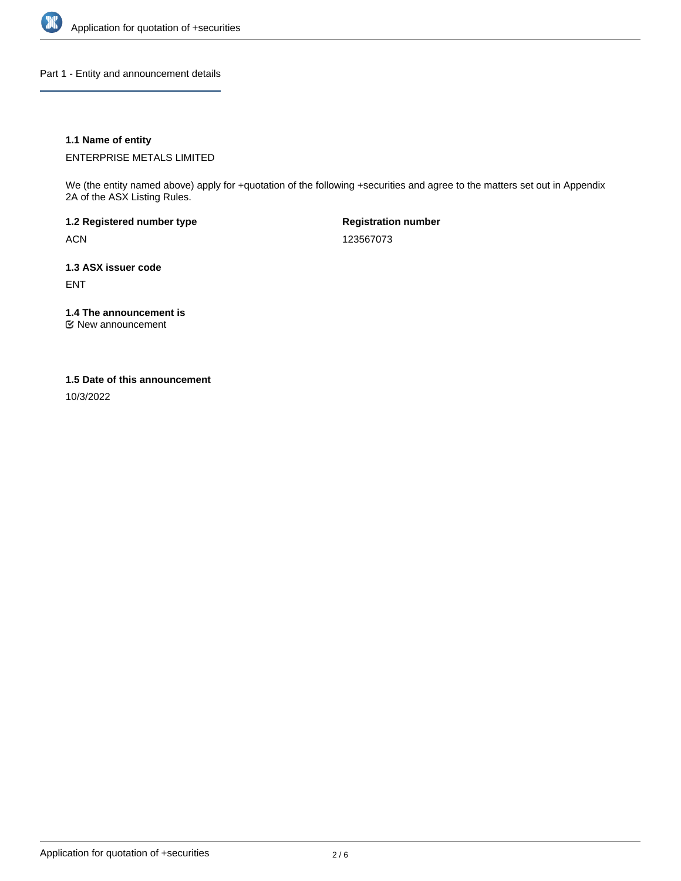## Part 1 - Entity and announcement details

### 1.1 Name of entity

ENTERPRISE METALS LIMITED

We (the entity named above) apply for +quotation of the following +securities and agree to the matters set out in Appendix 2A of the ASX Listing Rules.

**1.2 Registered number type**

ACN

**Registration number**

123567073

### 1.3 ASX issuer code

ENT

### 1.4 The announcement is

☑ New announcement

### 1.5 Date of this announcement

10/3/2022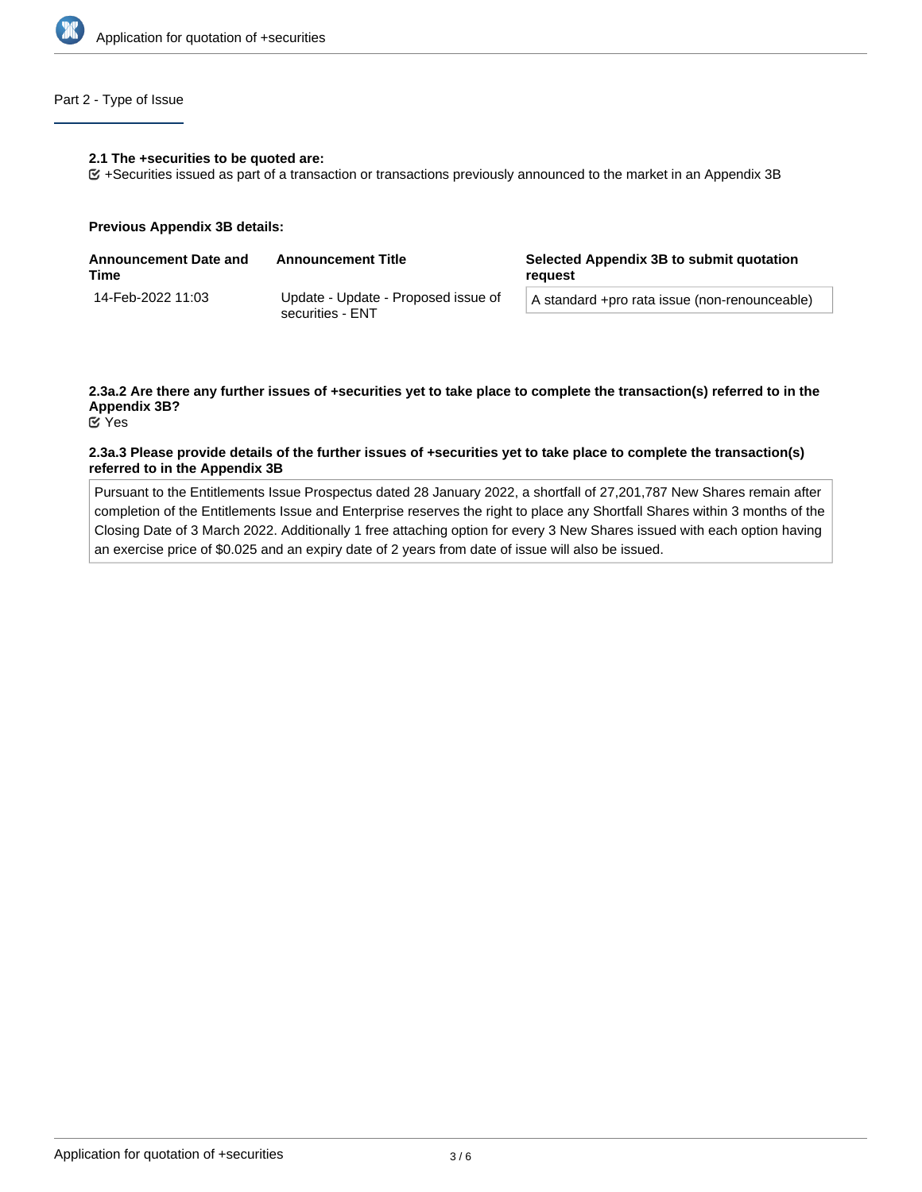## Part 2 - Type of Issue

**2.1 The +securities to be quoted are:**

+Securities issued as part of a transaction or transactions previously announced to the market in an Appendix 3B

**Previous Appendix 3B details:**

| Announcement Date and Time | Announcement Title | Selected Appendix 3B to submit quotation request |
|---|---|---|
| 14-Feb-2022 11:03 | Update - Update - Proposed issue of securities - ENT | A standard +pro rata issue (non-renounceable) |

**2.3a.2 Are there any further issues of +securities yet to take place to complete the transaction(s) referred to in the Appendix 3B?**

Yes

**2.3a.3 Please provide details of the further issues of +securities yet to take place to complete the transaction(s) referred to in the Appendix 3B**

Pursuant to the Entitlements Issue Prospectus dated 28 January 2022, a shortfall of 27,201,787 New Shares remain after completion of the Entitlements Issue and Enterprise reserves the right to place any Shortfall Shares within 3 months of the Closing Date of 3 March 2022. Additionally 1 free attaching option for every 3 New Shares issued with each option having an exercise price of $0.025 and an expiry date of 2 years from date of issue will also be issued.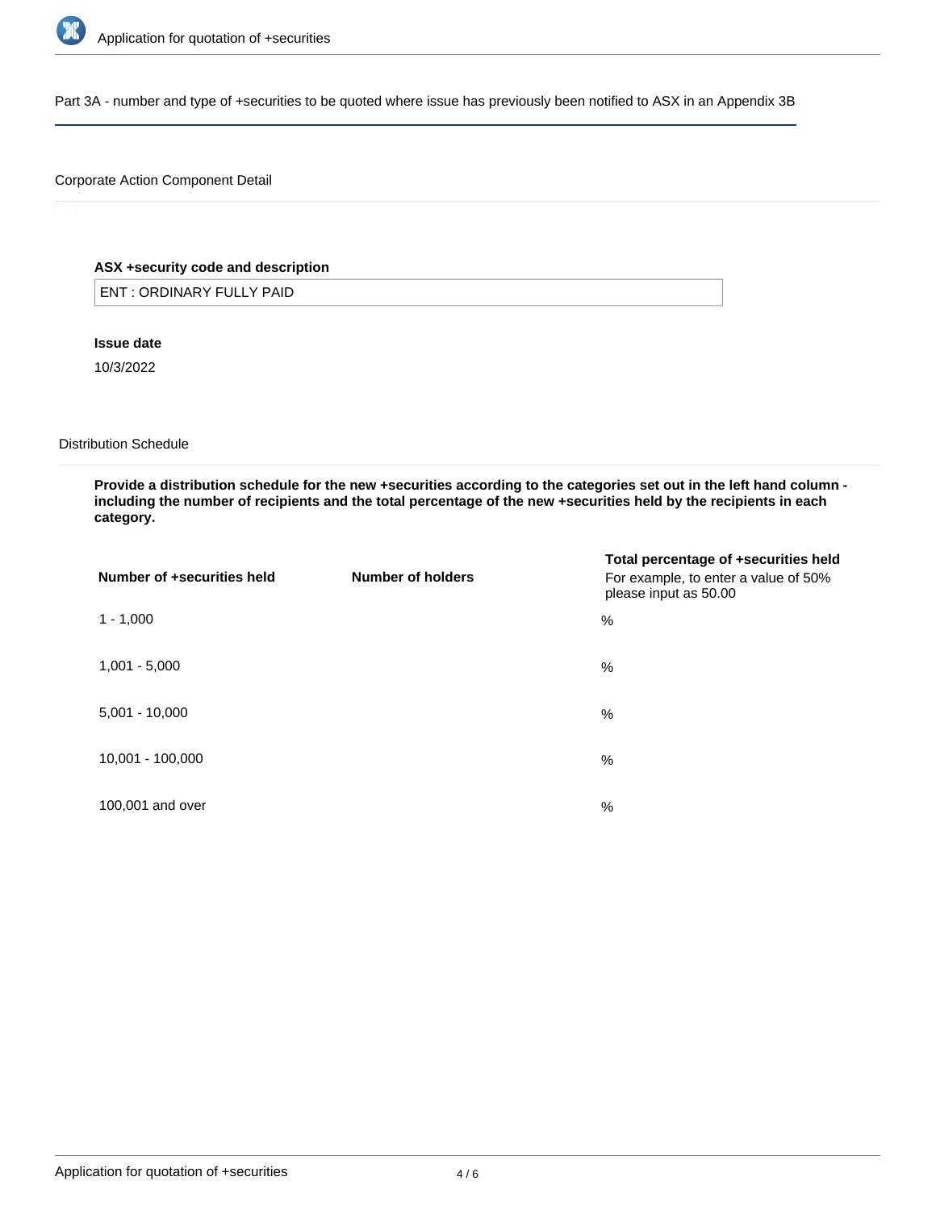Part 3A - number and type of +securities to be quoted where issue has previously been notified to ASX in an Appendix 3B

Corporate Action Component Detail

**ASX +security code and description**

ENT : ORDINARY FULLY PAID

**Issue date**

10/3/2022

Distribution Schedule

**Provide a distribution schedule for the new +securities according to the categories set out in the left hand column - including the number of recipients and the total percentage of the new +securities held by the recipients in each category.**

| Number of +securities held | Number of holders | Total percentage of +securities held For example, to enter a value of 50% please input as 50.00 |
|---|---|---|
| 1 - 1,000 | | % |
| 1,001 - 5,000 | | % |
| 5,001 - 10,000 | | % |
| 10,001 - 100,000 | | % |
| 100,001 and over | | % |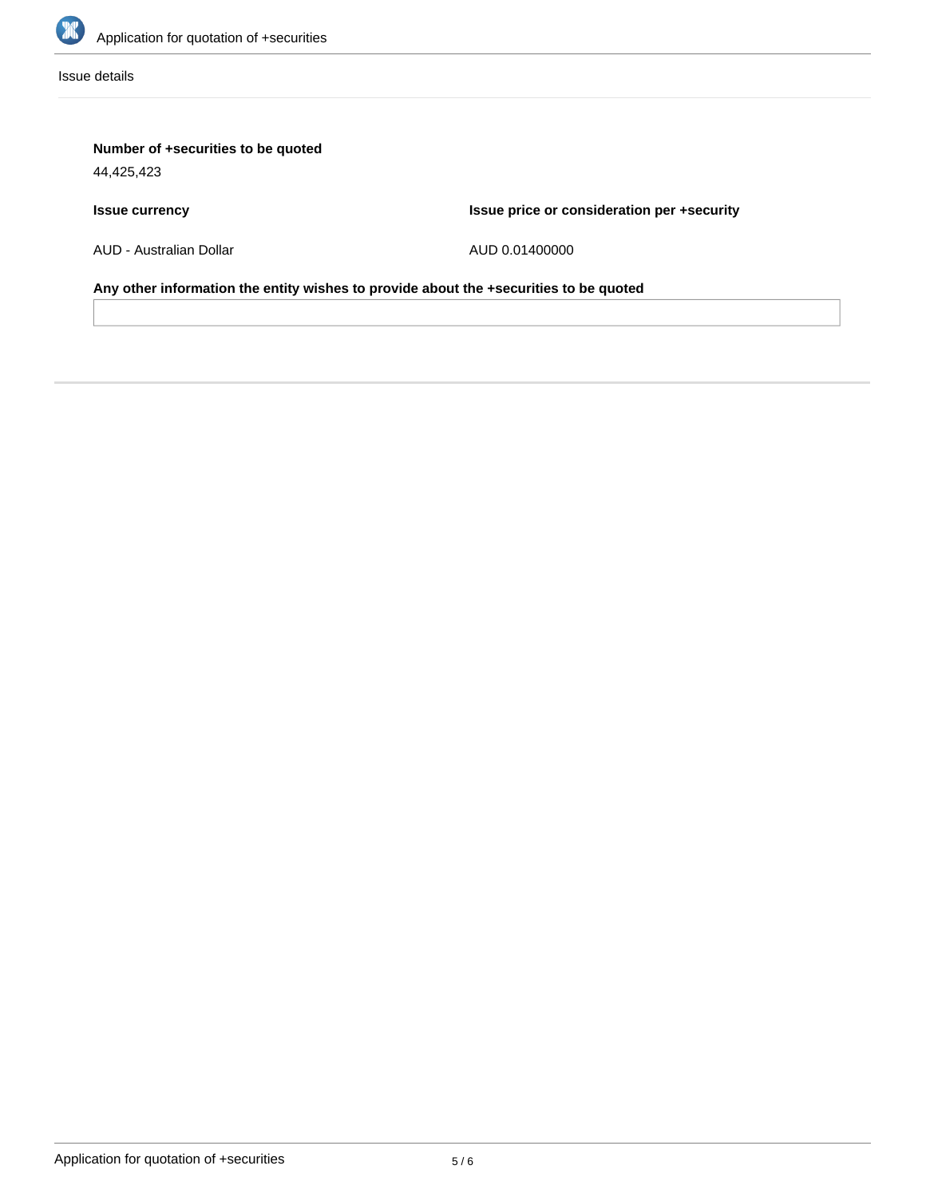Issue details

**Number of +securities to be quoted**

44,425,423

| **Issue currency** | **Issue price or consideration per +security** |
| --- | --- |
| AUD - Australian Dollar | AUD 0.01400000 |

**Any other information the entity wishes to provide about the +securities to be quoted**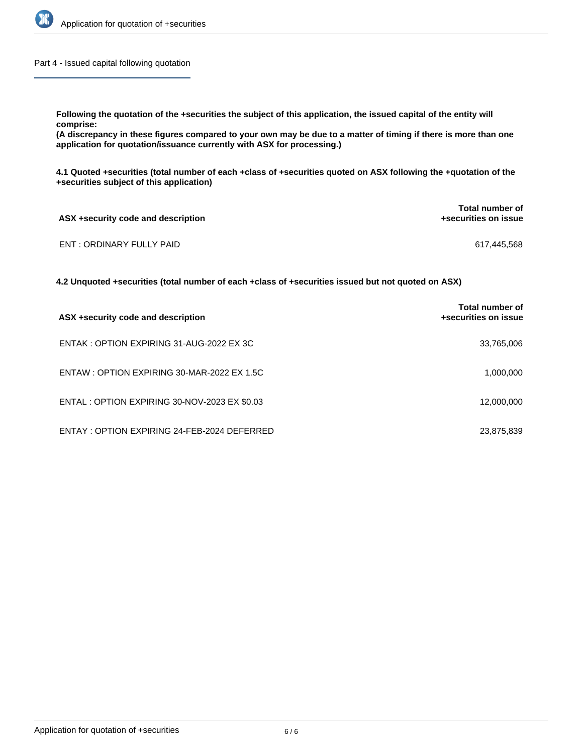## Part 4 - Issued capital following quotation

**Following the quotation of the +securities the subject of this application, the issued capital of the entity will comprise:**
**(A discrepancy in these figures compared to your own may be due to a matter of timing if there is more than one application for quotation/issuance currently with ASX for processing.)**

**4.1 Quoted +securities (total number of each +class of +securities quoted on ASX following the +quotation of the +securities subject of this application)**

| ASX +security code and description | Total number of +securities on issue |
|---|---|
| ENT : ORDINARY FULLY PAID | 617,445,568 |

**4.2 Unquoted +securities (total number of each +class of +securities issued but not quoted on ASX)**

| ASX +security code and description | Total number of +securities on issue |
|---|---|
| ENTAK : OPTION EXPIRING 31-AUG-2022 EX 3C | 33,765,006 |
| ENTAW : OPTION EXPIRING 30-MAR-2022 EX 1.5C | 1,000,000 |
| ENTAL : OPTION EXPIRING 30-NOV-2023 EX $0.03 | 12,000,000 |
| ENTAY : OPTION EXPIRING 24-FEB-2024 DEFERRED | 23,875,839 |